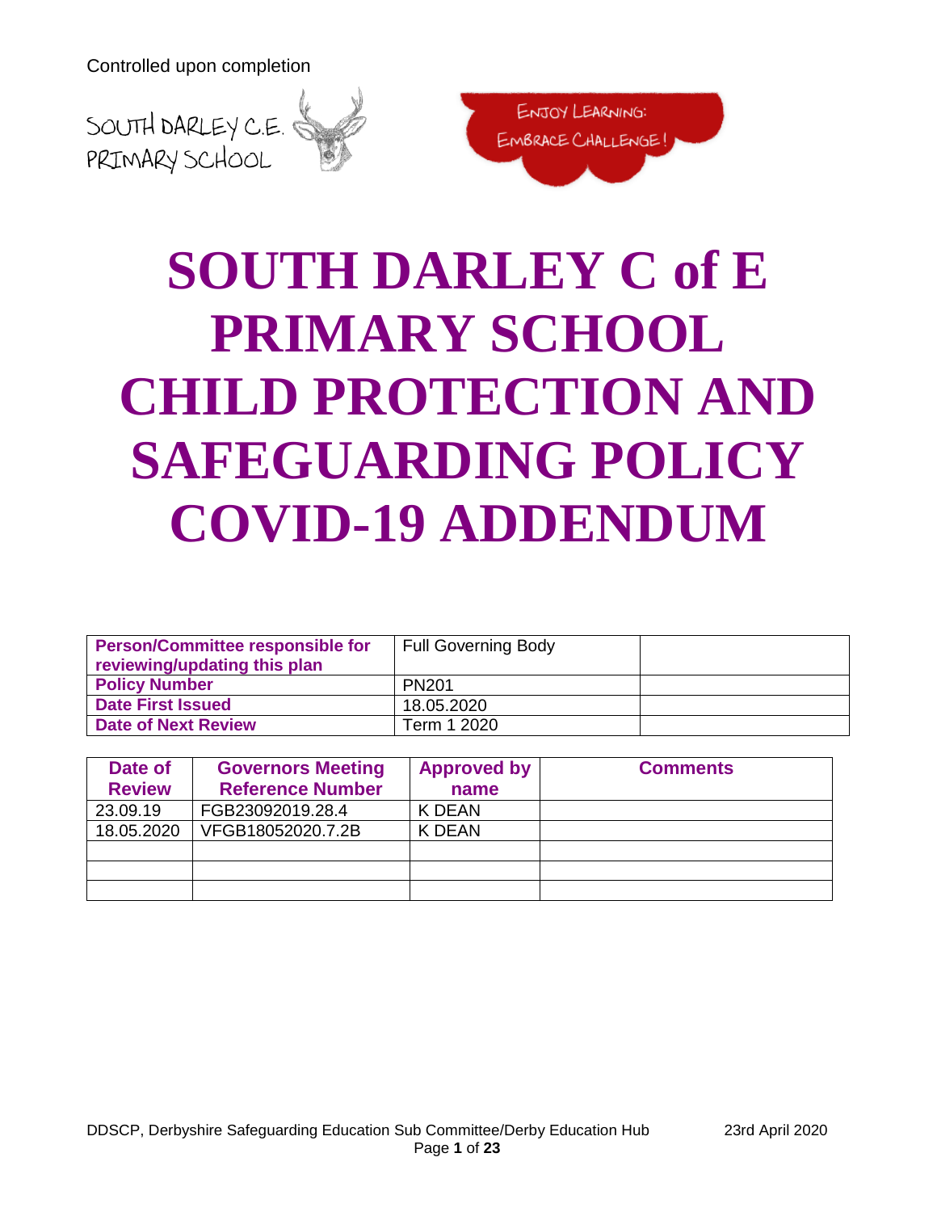Controlled upon completion

SOUTH DARLEY C.E. PRIMARY SCHOOL

ENJOY LEARNING: EMBRACE CHALLENGE!

# SOUTH DARLEY C of E PRIMARY SCHOOL CHILD PROTECTION AND SAFEGUARDING POLICY COVID-19 ADDENDUM

| Person/Committee responsible for reviewing/updating this plan | Full Governing Body | |
|---|---|---|
| Policy Number | PN201 | |
| Date First Issued | 18.05.2020 | |
| Date of Next Review | Term 1 2020 | |

| Date of Review | Governors Meeting Reference Number | Approved by name | Comments |
|---|---|---|---|
| 23.09.19 | FGB23092019.28.4 | K DEAN | |
| 18.05.2020 | VFGB18052020.7.2B | K DEAN | |
| | | | |
| | | | |
| | | | |

DDSCP, Derbyshire Safeguarding Education Sub Committee/Derby Education Hub 23rd April 2020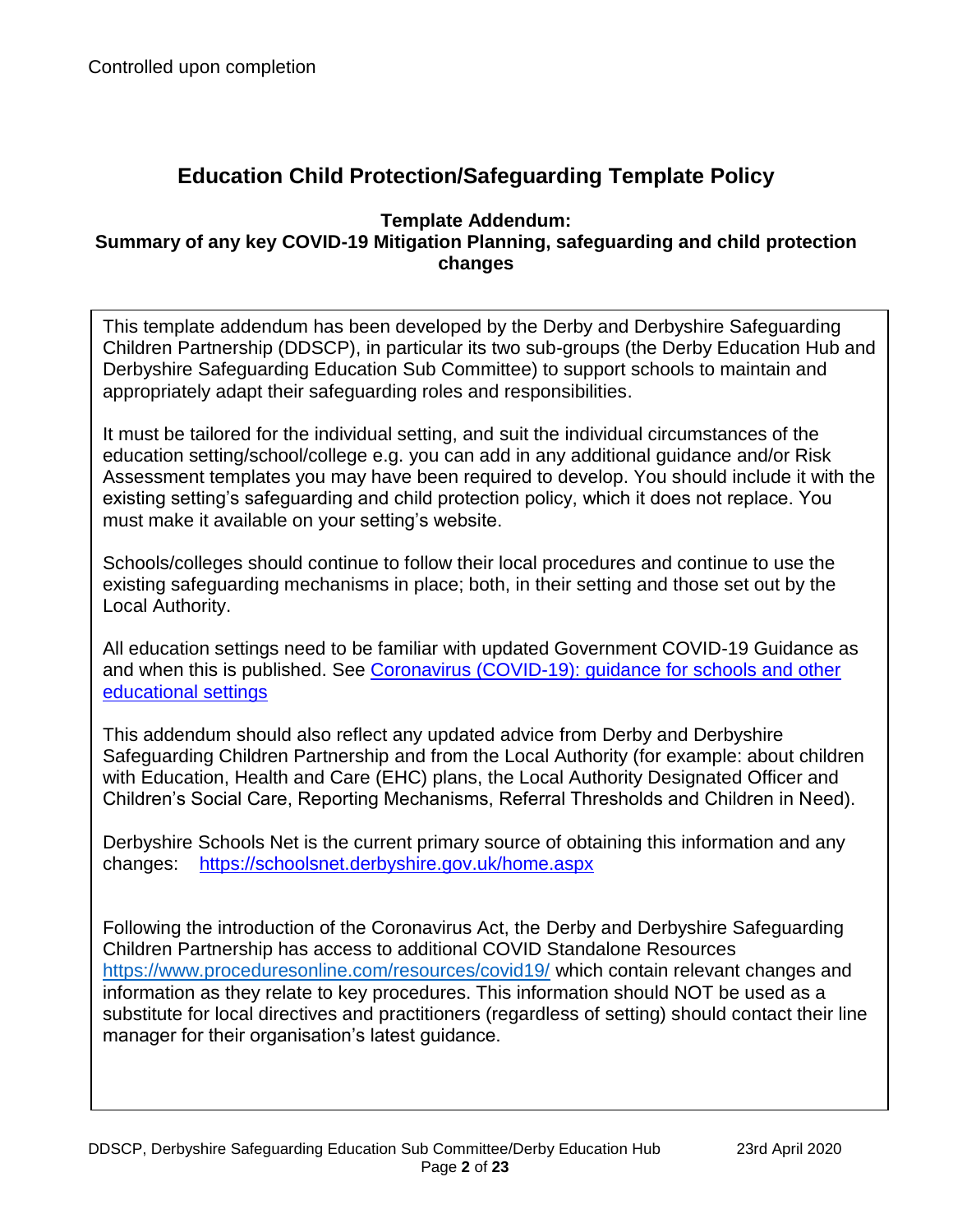Controlled upon completion

# Education Child Protection/Safeguarding Template Policy

### Template Addendum:
### Summary of any key COVID-19 Mitigation Planning, safeguarding and child protection changes

This template addendum has been developed by the Derby and Derbyshire Safeguarding Children Partnership (DDSCP), in particular its two sub-groups (the Derby Education Hub and Derbyshire Safeguarding Education Sub Committee) to support schools to maintain and appropriately adapt their safeguarding roles and responsibilities.

It must be tailored for the individual setting, and suit the individual circumstances of the education setting/school/college e.g. you can add in any additional guidance and/or Risk Assessment templates you may have been required to develop. You should include it with the existing setting's safeguarding and child protection policy, which it does not replace. You must make it available on your setting's website.

Schools/colleges should continue to follow their local procedures and continue to use the existing safeguarding mechanisms in place; both, in their setting and those set out by the Local Authority.

All education settings need to be familiar with updated Government COVID-19 Guidance as and when this is published. See [Coronavirus (COVID-19): guidance for schools and other educational settings]()

This addendum should also reflect any updated advice from Derby and Derbyshire Safeguarding Children Partnership and from the Local Authority (for example: about children with Education, Health and Care (EHC) plans, the Local Authority Designated Officer and Children's Social Care, Reporting Mechanisms, Referral Thresholds and Children in Need).

Derbyshire Schools Net is the current primary source of obtaining this information and any changes: https://schoolsnet.derbyshire.gov.uk/home.aspx

Following the introduction of the Coronavirus Act, the Derby and Derbyshire Safeguarding Children Partnership has access to additional COVID Standalone Resources https://www.proceduresonline.com/resources/covid19/ which contain relevant changes and information as they relate to key procedures. This information should NOT be used as a substitute for local directives and practitioners (regardless of setting) should contact their line manager for their organisation's latest guidance.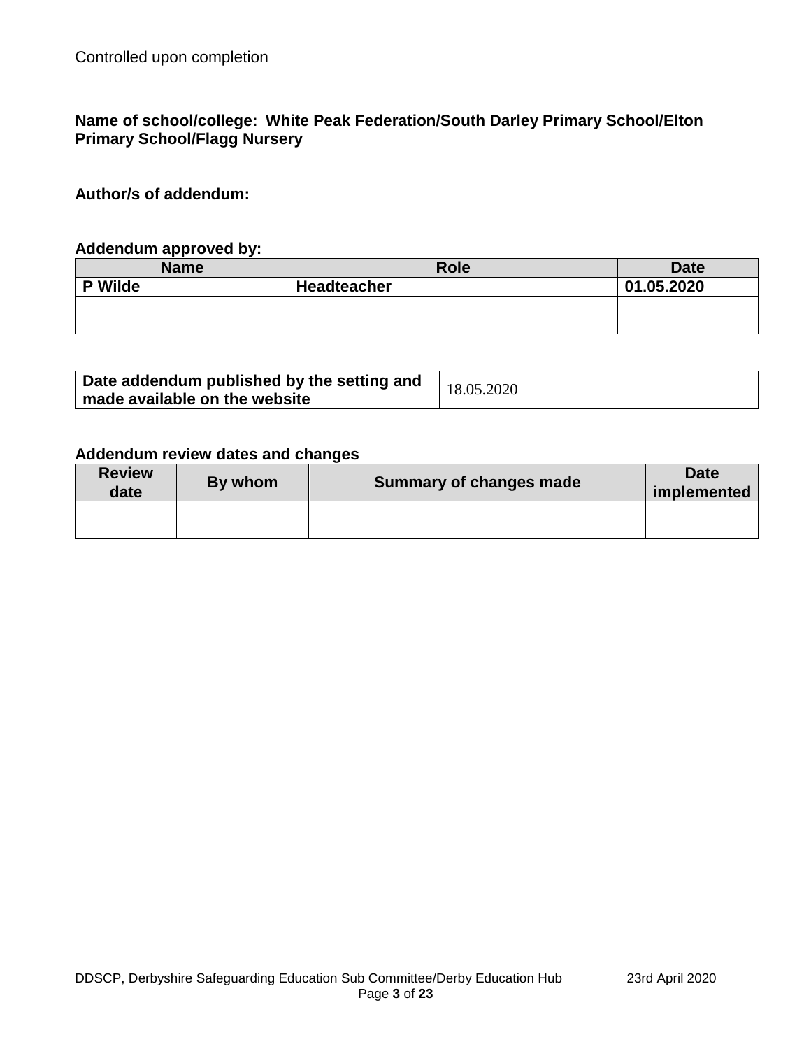Controlled upon completion

**Name of school/college: White Peak Federation/South Darley Primary School/Elton Primary School/Flagg Nursery**

**Author/s of addendum:**

**Addendum approved by:**

| Name | Role | Date |
|---|---|---|
| **P Wilde** | **Headteacher** | **01.05.2020** |
| | | |
| | | |

| **Date addendum published by the setting and made available on the website** | 18.05.2020 |
|---|---|

**Addendum review dates and changes**

| Review date | By whom | Summary of changes made | Date implemented |
|---|---|---|---|
| | | | |
| | | | |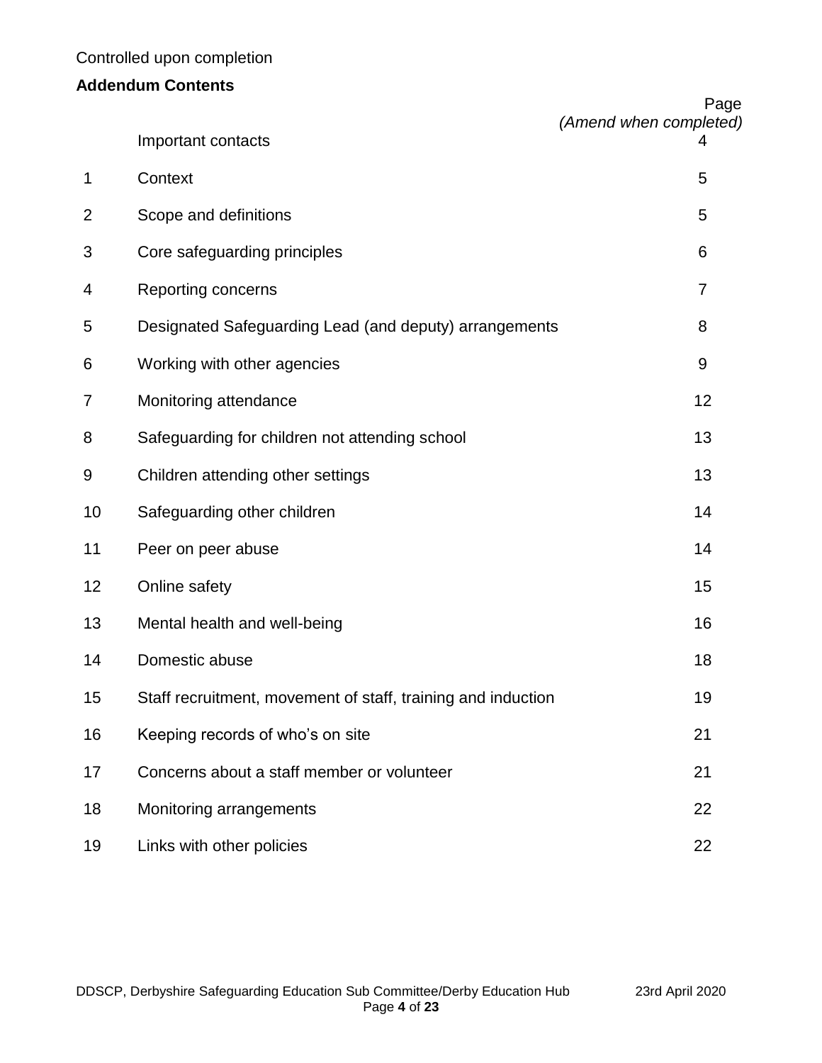Controlled upon completion

**Addendum Contents**

| | | Page *(Amend when completed)* |
|---|---|---|
| | Important contacts | 4 |
| 1 | Context | 5 |
| 2 | Scope and definitions | 5 |
| 3 | Core safeguarding principles | 6 |
| 4 | Reporting concerns | 7 |
| 5 | Designated Safeguarding Lead (and deputy) arrangements | 8 |
| 6 | Working with other agencies | 9 |
| 7 | Monitoring attendance | 12 |
| 8 | Safeguarding for children not attending school | 13 |
| 9 | Children attending other settings | 13 |
| 10 | Safeguarding other children | 14 |
| 11 | Peer on peer abuse | 14 |
| 12 | Online safety | 15 |
| 13 | Mental health and well-being | 16 |
| 14 | Domestic abuse | 18 |
| 15 | Staff recruitment, movement of staff, training and induction | 19 |
| 16 | Keeping records of who's on site | 21 |
| 17 | Concerns about a staff member or volunteer | 21 |
| 18 | Monitoring arrangements | 22 |
| 19 | Links with other policies | 22 |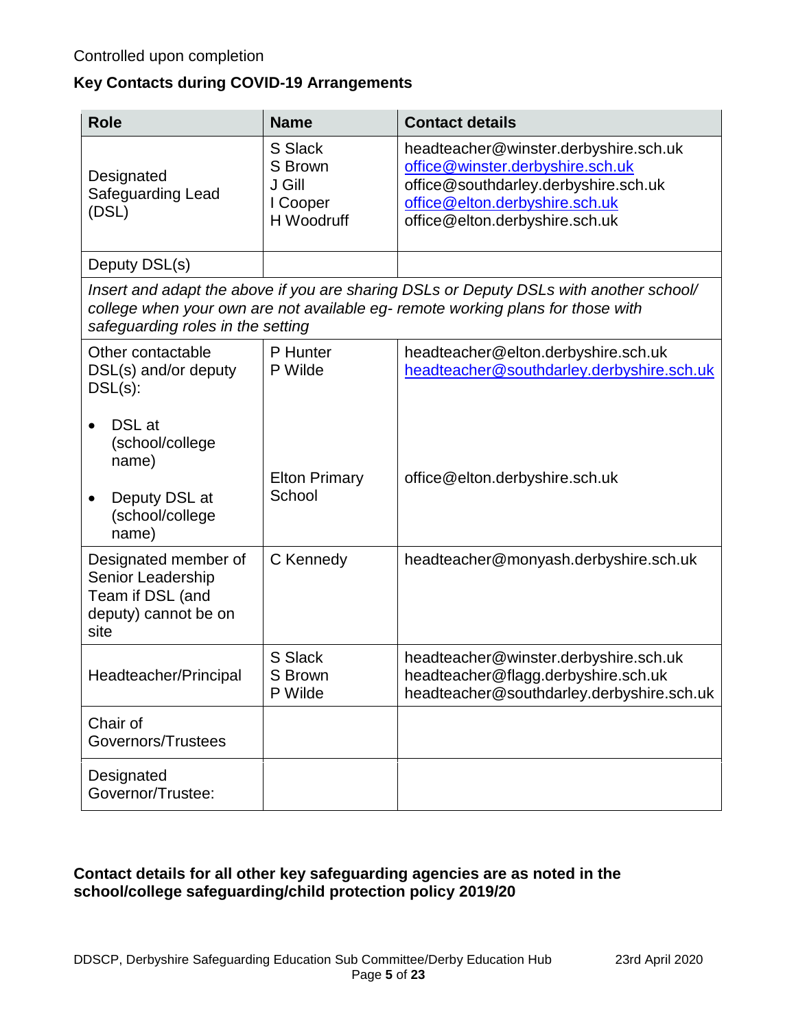Controlled upon completion

**Key Contacts during COVID-19 Arrangements**

| Role | Name | Contact details |
|---|---|---|
| Designated Safeguarding Lead (DSL) | S Slack<br>S Brown<br>J Gill<br>I Cooper<br>H Woodruff | headteacher@winster.derbyshire.sch.uk<br>office@winster.derbyshire.sch.uk<br>office@southdarley.derbyshire.sch.uk<br>office@elton.derbyshire.sch.uk<br>office@elton.derbyshire.sch.uk |
| Deputy DSL(s) | | |
| *Insert and adapt the above if you are sharing DSLs or Deputy DSLs with another school/ college when your own are not available eg- remote working plans for those with safeguarding roles in the setting* | | |
| Other contactable DSL(s) and/or deputy DSL(s):<br>• DSL at (school/college name)<br>• Deputy DSL at (school/college name) | P Hunter<br>P Wilde<br><br>Elton Primary School | headteacher@elton.derbyshire.sch.uk<br>headteacher@southdarley.derbyshire.sch.uk<br><br>office@elton.derbyshire.sch.uk |
| Designated member of Senior Leadership Team if DSL (and deputy) cannot be on site | C Kennedy | headteacher@monyash.derbyshire.sch.uk |
| Headteacher/Principal | S Slack<br>S Brown<br>P Wilde | headteacher@winster.derbyshire.sch.uk<br>headteacher@flagg.derbyshire.sch.uk<br>headteacher@southdarley.derbyshire.sch.uk |
| Chair of Governors/Trustees | | |
| Designated Governor/Trustee: | | |

**Contact details for all other key safeguarding agencies are as noted in the school/college safeguarding/child protection policy 2019/20**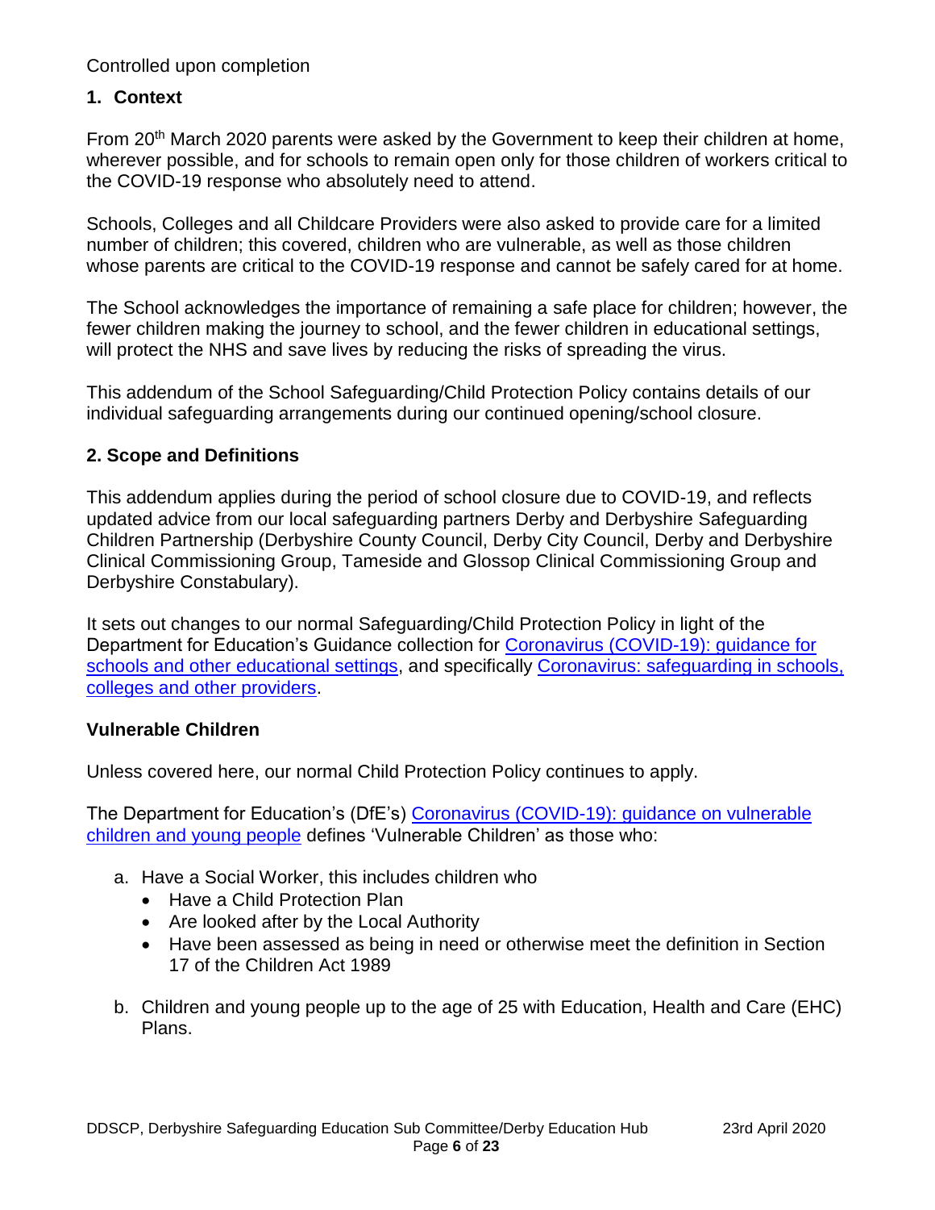Controlled upon completion

## 1. Context

From 20th March 2020 parents were asked by the Government to keep their children at home, wherever possible, and for schools to remain open only for those children of workers critical to the COVID-19 response who absolutely need to attend.

Schools, Colleges and all Childcare Providers were also asked to provide care for a limited number of children; this covered, children who are vulnerable, as well as those children whose parents are critical to the COVID-19 response and cannot be safely cared for at home.

The School acknowledges the importance of remaining a safe place for children; however, the fewer children making the journey to school, and the fewer children in educational settings, will protect the NHS and save lives by reducing the risks of spreading the virus.

This addendum of the School Safeguarding/Child Protection Policy contains details of our individual safeguarding arrangements during our continued opening/school closure.

## 2. Scope and Definitions

This addendum applies during the period of school closure due to COVID-19, and reflects updated advice from our local safeguarding partners Derby and Derbyshire Safeguarding Children Partnership (Derbyshire County Council, Derby City Council, Derby and Derbyshire Clinical Commissioning Group, Tameside and Glossop Clinical Commissioning Group and Derbyshire Constabulary).

It sets out changes to our normal Safeguarding/Child Protection Policy in light of the Department for Education's Guidance collection for Coronavirus (COVID-19): guidance for schools and other educational settings, and specifically Coronavirus: safeguarding in schools, colleges and other providers.

### Vulnerable Children

Unless covered here, our normal Child Protection Policy continues to apply.

The Department for Education's (DfE's) Coronavirus (COVID-19): guidance on vulnerable children and young people defines 'Vulnerable Children' as those who:

a. Have a Social Worker, this includes children who
   - Have a Child Protection Plan
   - Are looked after by the Local Authority
   - Have been assessed as being in need or otherwise meet the definition in Section 17 of the Children Act 1989

b. Children and young people up to the age of 25 with Education, Health and Care (EHC) Plans.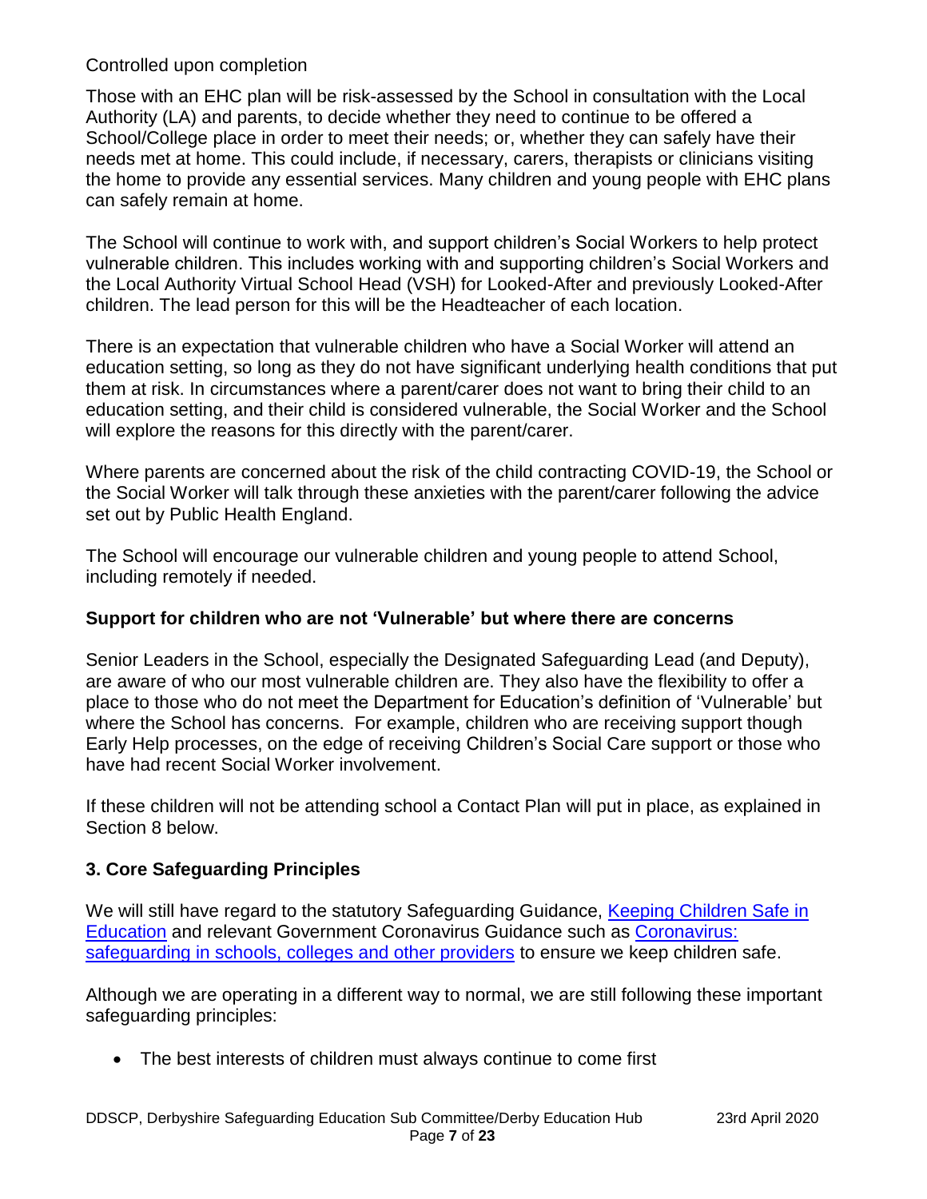Controlled upon completion

Those with an EHC plan will be risk-assessed by the School in consultation with the Local Authority (LA) and parents, to decide whether they need to continue to be offered a School/College place in order to meet their needs; or, whether they can safely have their needs met at home. This could include, if necessary, carers, therapists or clinicians visiting the home to provide any essential services. Many children and young people with EHC plans can safely remain at home.

The School will continue to work with, and support children's Social Workers to help protect vulnerable children. This includes working with and supporting children's Social Workers and the Local Authority Virtual School Head (VSH) for Looked-After and previously Looked-After children. The lead person for this will be the Headteacher of each location.

There is an expectation that vulnerable children who have a Social Worker will attend an education setting, so long as they do not have significant underlying health conditions that put them at risk. In circumstances where a parent/carer does not want to bring their child to an education setting, and their child is considered vulnerable, the Social Worker and the School will explore the reasons for this directly with the parent/carer.

Where parents are concerned about the risk of the child contracting COVID-19, the School or the Social Worker will talk through these anxieties with the parent/carer following the advice set out by Public Health England.

The School will encourage our vulnerable children and young people to attend School, including remotely if needed.

**Support for children who are not 'Vulnerable' but where there are concerns**

Senior Leaders in the School, especially the Designated Safeguarding Lead (and Deputy), are aware of who our most vulnerable children are. They also have the flexibility to offer a place to those who do not meet the Department for Education's definition of 'Vulnerable' but where the School has concerns. For example, children who are receiving support though Early Help processes, on the edge of receiving Children's Social Care support or those who have had recent Social Worker involvement.

If these children will not be attending school a Contact Plan will put in place, as explained in Section 8 below.

## 3. Core Safeguarding Principles

We will still have regard to the statutory Safeguarding Guidance, Keeping Children Safe in Education and relevant Government Coronavirus Guidance such as Coronavirus: safeguarding in schools, colleges and other providers to ensure we keep children safe.

Although we are operating in a different way to normal, we are still following these important safeguarding principles:

- The best interests of children must always continue to come first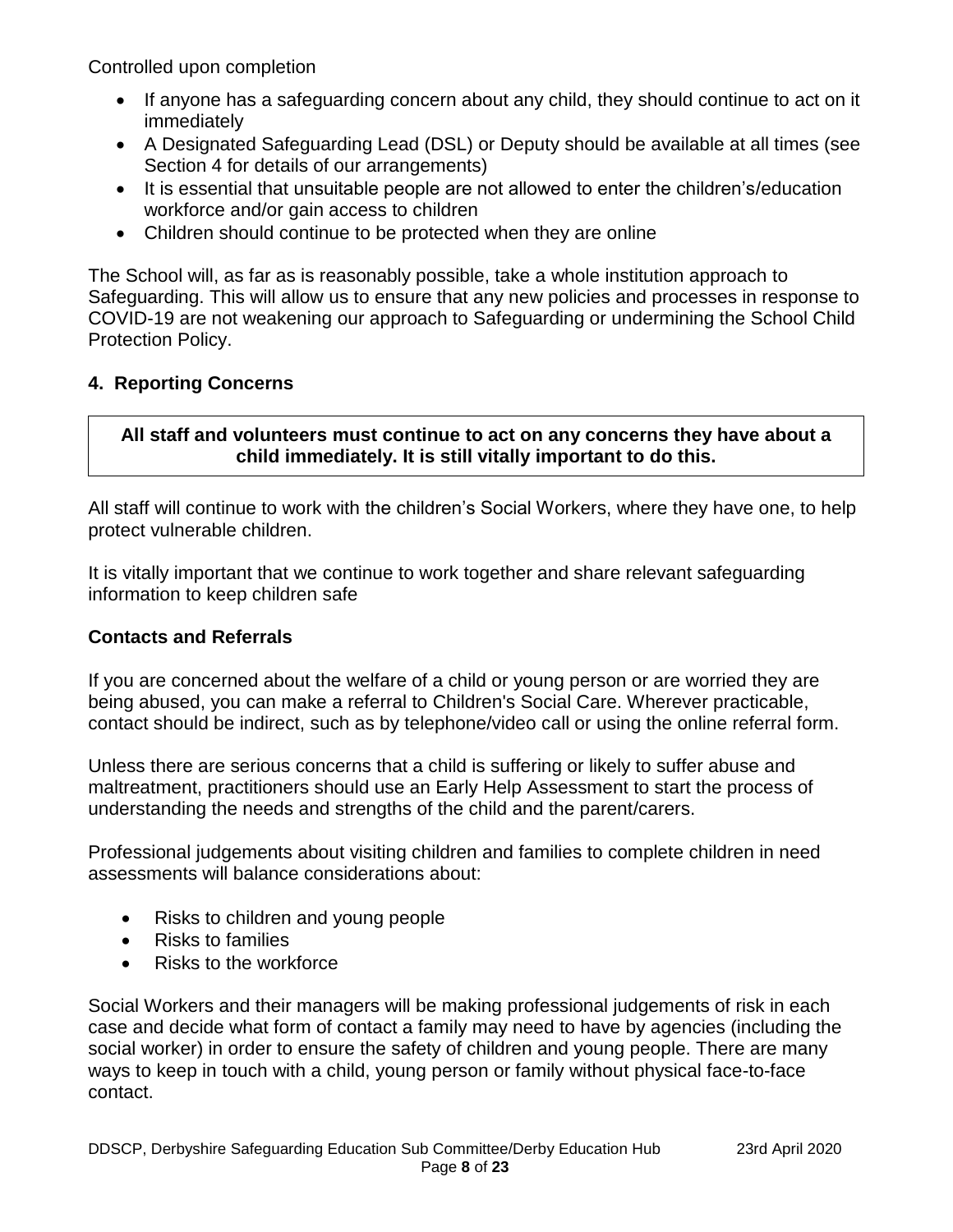Controlled upon completion

- If anyone has a safeguarding concern about any child, they should continue to act on it immediately
- A Designated Safeguarding Lead (DSL) or Deputy should be available at all times (see Section 4 for details of our arrangements)
- It is essential that unsuitable people are not allowed to enter the children's/education workforce and/or gain access to children
- Children should continue to be protected when they are online

The School will, as far as is reasonably possible, take a whole institution approach to Safeguarding. This will allow us to ensure that any new policies and processes in response to COVID-19 are not weakening our approach to Safeguarding or undermining the School Child Protection Policy.

## 4. Reporting Concerns

**All staff and volunteers must continue to act on any concerns they have about a child immediately. It is still vitally important to do this.**

All staff will continue to work with the children's Social Workers, where they have one, to help protect vulnerable children.

It is vitally important that we continue to work together and share relevant safeguarding information to keep children safe

### Contacts and Referrals

If you are concerned about the welfare of a child or young person or are worried they are being abused, you can make a referral to Children's Social Care. Wherever practicable, contact should be indirect, such as by telephone/video call or using the online referral form.

Unless there are serious concerns that a child is suffering or likely to suffer abuse and maltreatment, practitioners should use an Early Help Assessment to start the process of understanding the needs and strengths of the child and the parent/carers.

Professional judgements about visiting children and families to complete children in need assessments will balance considerations about:

- Risks to children and young people
- Risks to families
- Risks to the workforce

Social Workers and their managers will be making professional judgements of risk in each case and decide what form of contact a family may need to have by agencies (including the social worker) in order to ensure the safety of children and young people. There are many ways to keep in touch with a child, young person or family without physical face-to-face contact.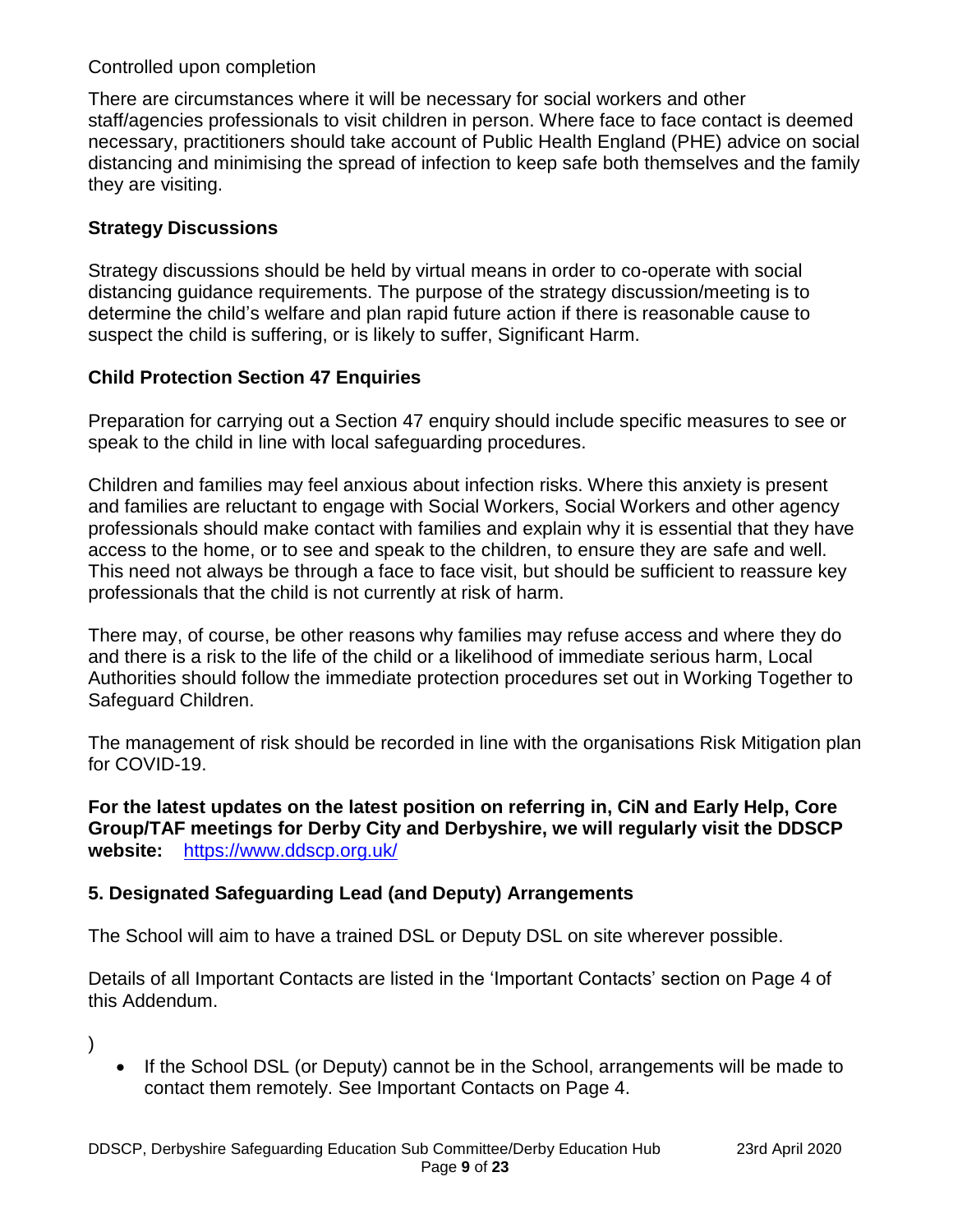Controlled upon completion

There are circumstances where it will be necessary for social workers and other staff/agencies professionals to visit children in person. Where face to face contact is deemed necessary, practitioners should take account of Public Health England (PHE) advice on social distancing and minimising the spread of infection to keep safe both themselves and the family they are visiting.

**Strategy Discussions**

Strategy discussions should be held by virtual means in order to co-operate with social distancing guidance requirements. The purpose of the strategy discussion/meeting is to determine the child's welfare and plan rapid future action if there is reasonable cause to suspect the child is suffering, or is likely to suffer, Significant Harm.

**Child Protection Section 47 Enquiries**

Preparation for carrying out a Section 47 enquiry should include specific measures to see or speak to the child in line with local safeguarding procedures.

Children and families may feel anxious about infection risks. Where this anxiety is present and families are reluctant to engage with Social Workers, Social Workers and other agency professionals should make contact with families and explain why it is essential that they have access to the home, or to see and speak to the children, to ensure they are safe and well. This need not always be through a face to face visit, but should be sufficient to reassure key professionals that the child is not currently at risk of harm.

There may, of course, be other reasons why families may refuse access and where they do and there is a risk to the life of the child or a likelihood of immediate serious harm, Local Authorities should follow the immediate protection procedures set out in Working Together to Safeguard Children.

The management of risk should be recorded in line with the organisations Risk Mitigation plan for COVID-19.

**For the latest updates on the latest position on referring in, CiN and Early Help, Core Group/TAF meetings for Derby City and Derbyshire, we will regularly visit the DDSCP website:** https://www.ddscp.org.uk/

**5. Designated Safeguarding Lead (and Deputy) Arrangements**

The School will aim to have a trained DSL or Deputy DSL on site wherever possible.

Details of all Important Contacts are listed in the 'Important Contacts' section on Page 4 of this Addendum.

)

- If the School DSL (or Deputy) cannot be in the School, arrangements will be made to contact them remotely. See Important Contacts on Page 4.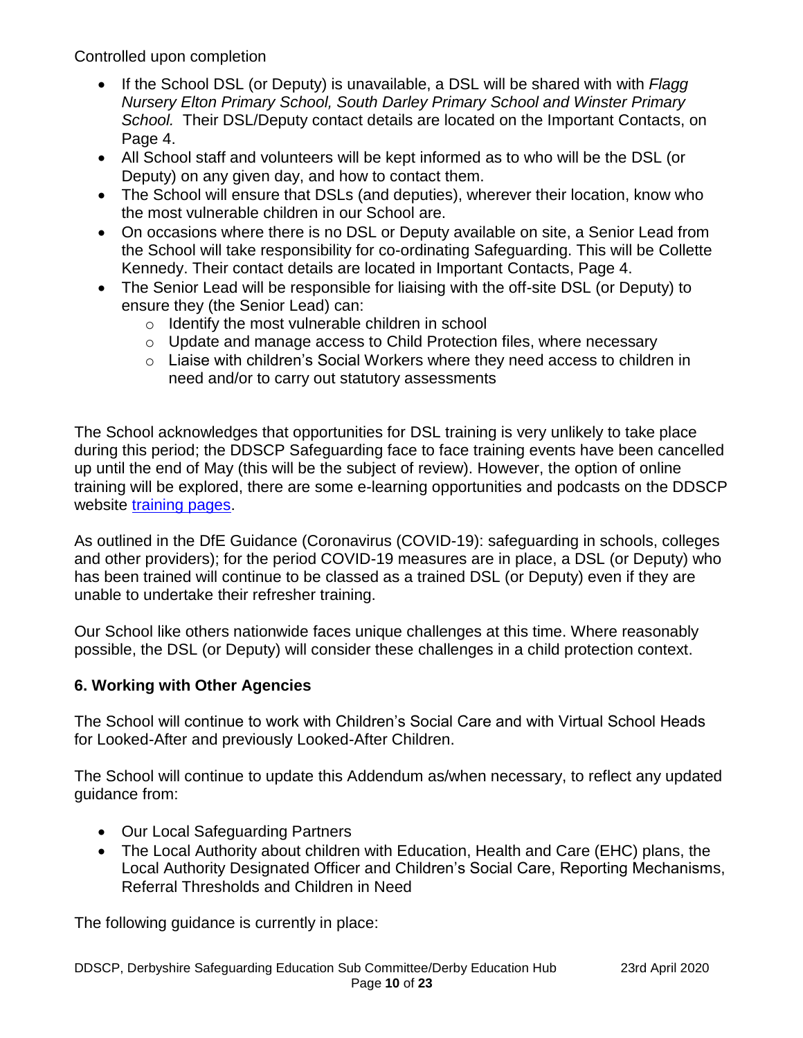Controlled upon completion

- If the School DSL (or Deputy) is unavailable, a DSL will be shared with with *Flagg Nursery Elton Primary School, South Darley Primary School and Winster Primary School.* Their DSL/Deputy contact details are located on the Important Contacts, on Page 4.
- All School staff and volunteers will be kept informed as to who will be the DSL (or Deputy) on any given day, and how to contact them.
- The School will ensure that DSLs (and deputies), wherever their location, know who the most vulnerable children in our School are.
- On occasions where there is no DSL or Deputy available on site, a Senior Lead from the School will take responsibility for co-ordinating Safeguarding. This will be Collette Kennedy. Their contact details are located in Important Contacts, Page 4.
- The Senior Lead will be responsible for liaising with the off-site DSL (or Deputy) to ensure they (the Senior Lead) can:
  - Identify the most vulnerable children in school
  - Update and manage access to Child Protection files, where necessary
  - Liaise with children's Social Workers where they need access to children in need and/or to carry out statutory assessments

The School acknowledges that opportunities for DSL training is very unlikely to take place during this period; the DDSCP Safeguarding face to face training events have been cancelled up until the end of May (this will be the subject of review). However, the option of online training will be explored, there are some e-learning opportunities and podcasts on the DDSCP website [training pages].

As outlined in the DfE Guidance (Coronavirus (COVID-19): safeguarding in schools, colleges and other providers); for the period COVID-19 measures are in place, a DSL (or Deputy) who has been trained will continue to be classed as a trained DSL (or Deputy) even if they are unable to undertake their refresher training.

Our School like others nationwide faces unique challenges at this time. Where reasonably possible, the DSL (or Deputy) will consider these challenges in a child protection context.

## 6. Working with Other Agencies

The School will continue to work with Children's Social Care and with Virtual School Heads for Looked-After and previously Looked-After Children.

The School will continue to update this Addendum as/when necessary, to reflect any updated guidance from:

- Our Local Safeguarding Partners
- The Local Authority about children with Education, Health and Care (EHC) plans, the Local Authority Designated Officer and Children's Social Care, Reporting Mechanisms, Referral Thresholds and Children in Need

The following guidance is currently in place: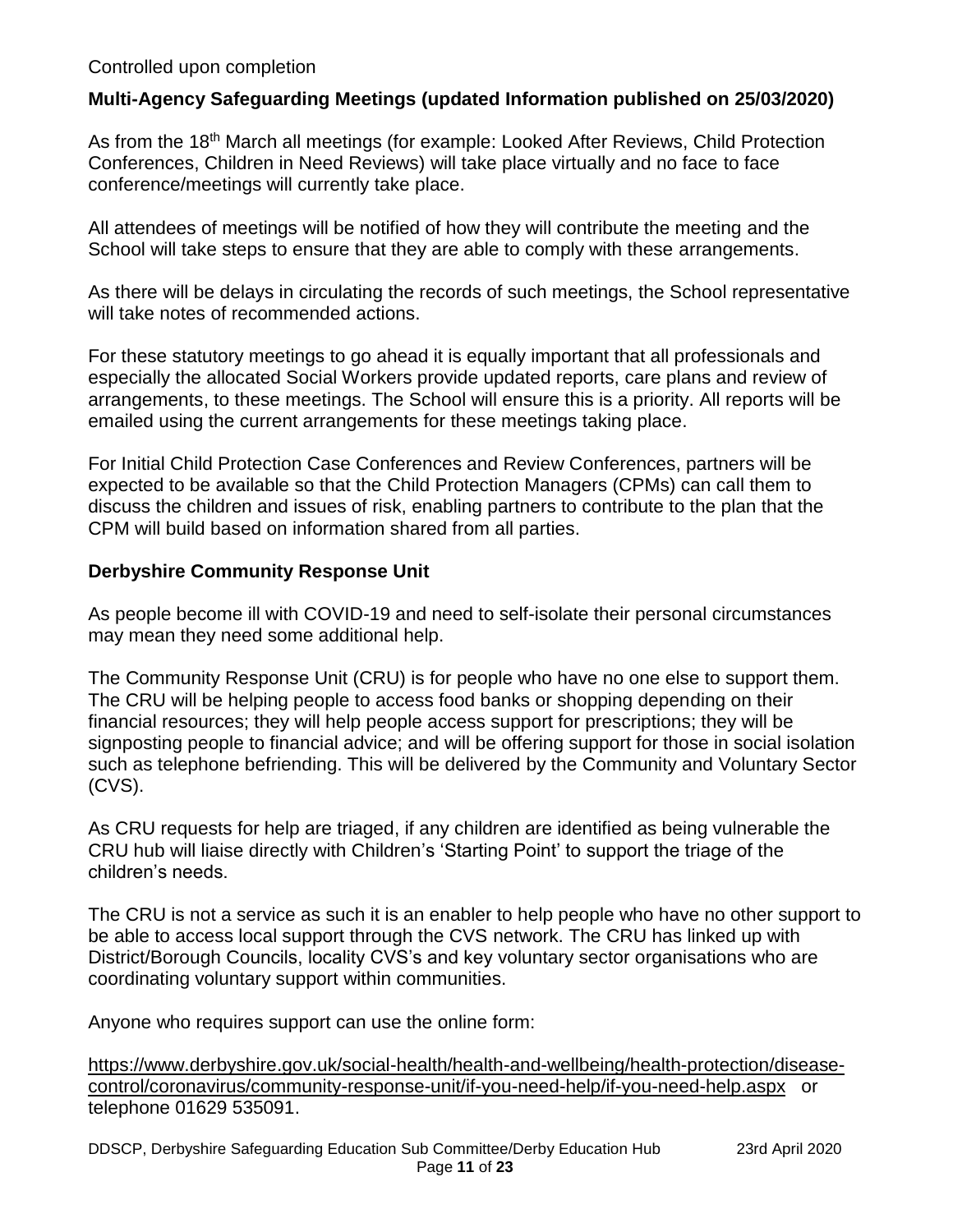Controlled upon completion

## Multi-Agency Safeguarding Meetings (updated Information published on 25/03/2020)

As from the 18th March all meetings (for example: Looked After Reviews, Child Protection Conferences, Children in Need Reviews) will take place virtually and no face to face conference/meetings will currently take place.

All attendees of meetings will be notified of how they will contribute the meeting and the School will take steps to ensure that they are able to comply with these arrangements.

As there will be delays in circulating the records of such meetings, the School representative will take notes of recommended actions.

For these statutory meetings to go ahead it is equally important that all professionals and especially the allocated Social Workers provide updated reports, care plans and review of arrangements, to these meetings. The School will ensure this is a priority. All reports will be emailed using the current arrangements for these meetings taking place.

For Initial Child Protection Case Conferences and Review Conferences, partners will be expected to be available so that the Child Protection Managers (CPMs) can call them to discuss the children and issues of risk, enabling partners to contribute to the plan that the CPM will build based on information shared from all parties.

## Derbyshire Community Response Unit

As people become ill with COVID-19 and need to self-isolate their personal circumstances may mean they need some additional help.

The Community Response Unit (CRU) is for people who have no one else to support them. The CRU will be helping people to access food banks or shopping depending on their financial resources; they will help people access support for prescriptions; they will be signposting people to financial advice; and will be offering support for those in social isolation such as telephone befriending. This will be delivered by the Community and Voluntary Sector (CVS).

As CRU requests for help are triaged, if any children are identified as being vulnerable the CRU hub will liaise directly with Children's 'Starting Point' to support the triage of the children's needs.

The CRU is not a service as such it is an enabler to help people who have no other support to be able to access local support through the CVS network. The CRU has linked up with District/Borough Councils, locality CVS's and key voluntary sector organisations who are coordinating voluntary support within communities.

Anyone who requires support can use the online form:

https://www.derbyshire.gov.uk/social-health/health-and-wellbeing/health-protection/disease-control/coronavirus/community-response-unit/if-you-need-help/if-you-need-help.aspx or telephone 01629 535091.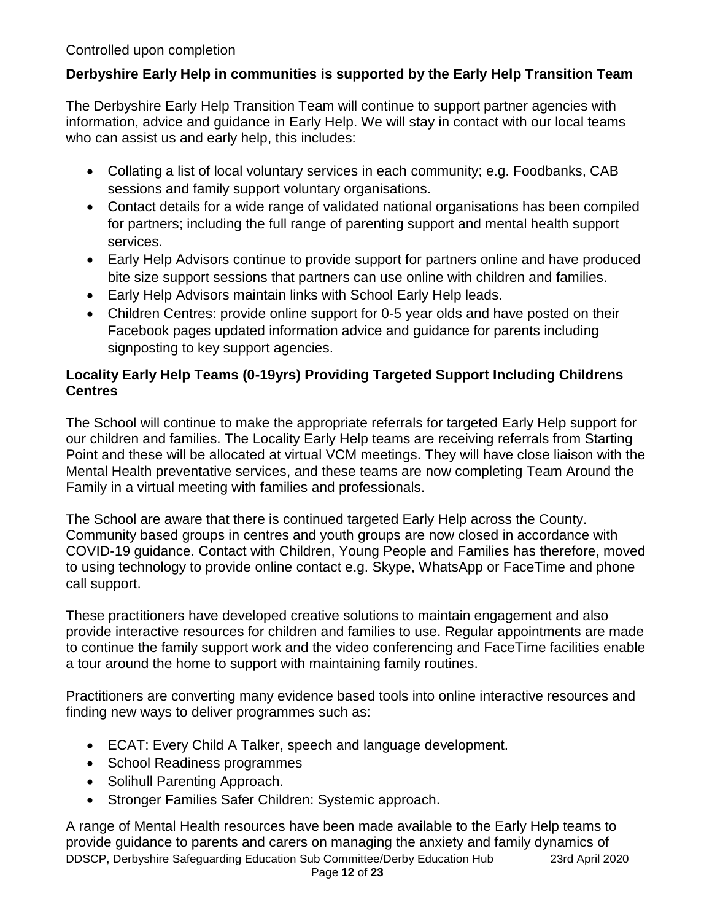Controlled upon completion

### Derbyshire Early Help in communities is supported by the Early Help Transition Team

The Derbyshire Early Help Transition Team will continue to support partner agencies with information, advice and guidance in Early Help. We will stay in contact with our local teams who can assist us and early help, this includes:

- Collating a list of local voluntary services in each community; e.g. Foodbanks, CAB sessions and family support voluntary organisations.
- Contact details for a wide range of validated national organisations has been compiled for partners; including the full range of parenting support and mental health support services.
- Early Help Advisors continue to provide support for partners online and have produced bite size support sessions that partners can use online with children and families.
- Early Help Advisors maintain links with School Early Help leads.
- Children Centres: provide online support for 0-5 year olds and have posted on their Facebook pages updated information advice and guidance for parents including signposting to key support agencies.

### Locality Early Help Teams (0-19yrs) Providing Targeted Support Including Childrens Centres

The School will continue to make the appropriate referrals for targeted Early Help support for our children and families. The Locality Early Help teams are receiving referrals from Starting Point and these will be allocated at virtual VCM meetings. They will have close liaison with the Mental Health preventative services, and these teams are now completing Team Around the Family in a virtual meeting with families and professionals.

The School are aware that there is continued targeted Early Help across the County. Community based groups in centres and youth groups are now closed in accordance with COVID-19 guidance. Contact with Children, Young People and Families has therefore, moved to using technology to provide online contact e.g. Skype, WhatsApp or FaceTime and phone call support.

These practitioners have developed creative solutions to maintain engagement and also provide interactive resources for children and families to use. Regular appointments are made to continue the family support work and the video conferencing and FaceTime facilities enable a tour around the home to support with maintaining family routines.

Practitioners are converting many evidence based tools into online interactive resources and finding new ways to deliver programmes such as:

- ECAT: Every Child A Talker, speech and language development.
- School Readiness programmes
- Solihull Parenting Approach.
- Stronger Families Safer Children: Systemic approach.

A range of Mental Health resources have been made available to the Early Help teams to provide guidance to parents and carers on managing the anxiety and family dynamics of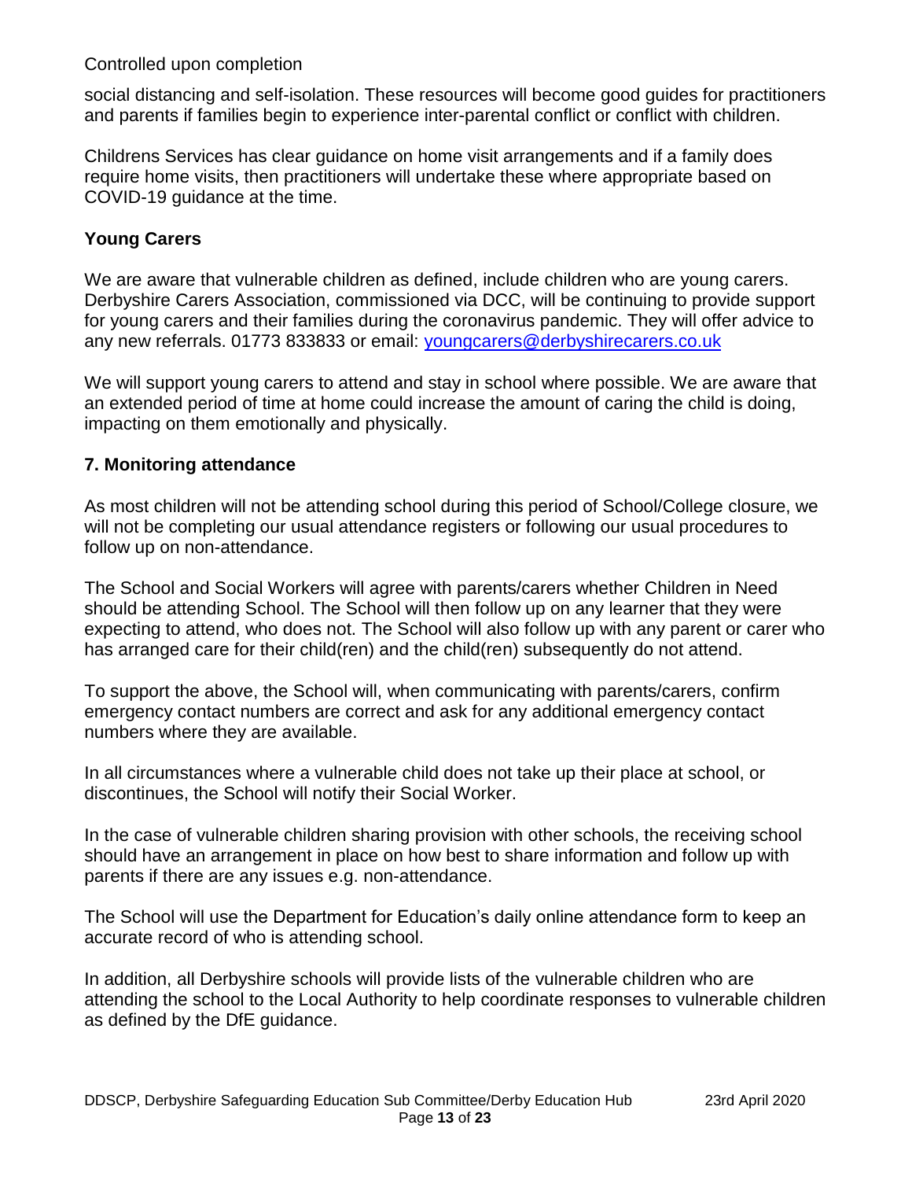social distancing and self-isolation. These resources will become good guides for practitioners and parents if families begin to experience inter-parental conflict or conflict with children.

Childrens Services has clear guidance on home visit arrangements and if a family does require home visits, then practitioners will undertake these where appropriate based on COVID-19 guidance at the time.

### Young Carers

We are aware that vulnerable children as defined, include children who are young carers. Derbyshire Carers Association, commissioned via DCC, will be continuing to provide support for young carers and their families during the coronavirus pandemic. They will offer advice to any new referrals. 01773 833833 or email: youngcarers@derbyshirecarers.co.uk

We will support young carers to attend and stay in school where possible. We are aware that an extended period of time at home could increase the amount of caring the child is doing, impacting on them emotionally and physically.

## 7. Monitoring attendance

As most children will not be attending school during this period of School/College closure, we will not be completing our usual attendance registers or following our usual procedures to follow up on non-attendance.

The School and Social Workers will agree with parents/carers whether Children in Need should be attending School. The School will then follow up on any learner that they were expecting to attend, who does not. The School will also follow up with any parent or carer who has arranged care for their child(ren) and the child(ren) subsequently do not attend.

To support the above, the School will, when communicating with parents/carers, confirm emergency contact numbers are correct and ask for any additional emergency contact numbers where they are available.

In all circumstances where a vulnerable child does not take up their place at school, or discontinues, the School will notify their Social Worker.

In the case of vulnerable children sharing provision with other schools, the receiving school should have an arrangement in place on how best to share information and follow up with parents if there are any issues e.g. non-attendance.

The School will use the Department for Education's daily online attendance form to keep an accurate record of who is attending school.

In addition, all Derbyshire schools will provide lists of the vulnerable children who are attending the school to the Local Authority to help coordinate responses to vulnerable children as defined by the DfE guidance.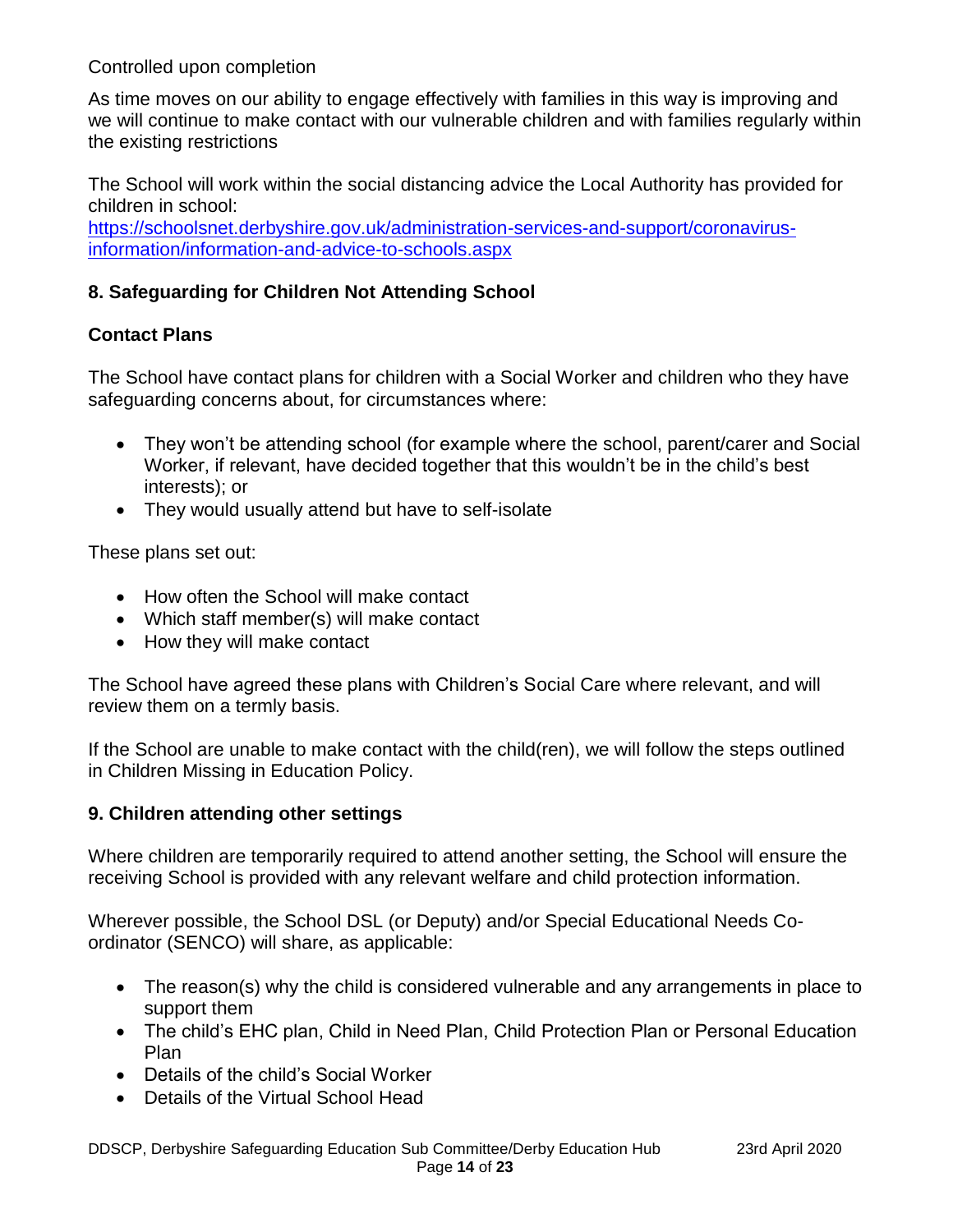Controlled upon completion

As time moves on our ability to engage effectively with families in this way is improving and we will continue to make contact with our vulnerable children and with families regularly within the existing restrictions

The School will work within the social distancing advice the Local Authority has provided for children in school:
[https://schoolsnet.derbyshire.gov.uk/administration-services-and-support/coronavirus-information/information-and-advice-to-schools.aspx](https://schoolsnet.derbyshire.gov.uk/administration-services-and-support/coronavirus-information/information-and-advice-to-schools.aspx)

## 8. Safeguarding for Children Not Attending School

### Contact Plans

The School have contact plans for children with a Social Worker and children who they have safeguarding concerns about, for circumstances where:

- They won't be attending school (for example where the school, parent/carer and Social Worker, if relevant, have decided together that this wouldn't be in the child's best interests); or
- They would usually attend but have to self-isolate

These plans set out:

- How often the School will make contact
- Which staff member(s) will make contact
- How they will make contact

The School have agreed these plans with Children's Social Care where relevant, and will review them on a termly basis.

If the School are unable to make contact with the child(ren), we will follow the steps outlined in Children Missing in Education Policy.

## 9. Children attending other settings

Where children are temporarily required to attend another setting, the School will ensure the receiving School is provided with any relevant welfare and child protection information.

Wherever possible, the School DSL (or Deputy) and/or Special Educational Needs Co-ordinator (SENCO) will share, as applicable:

- The reason(s) why the child is considered vulnerable and any arrangements in place to support them
- The child's EHC plan, Child in Need Plan, Child Protection Plan or Personal Education Plan
- Details of the child's Social Worker
- Details of the Virtual School Head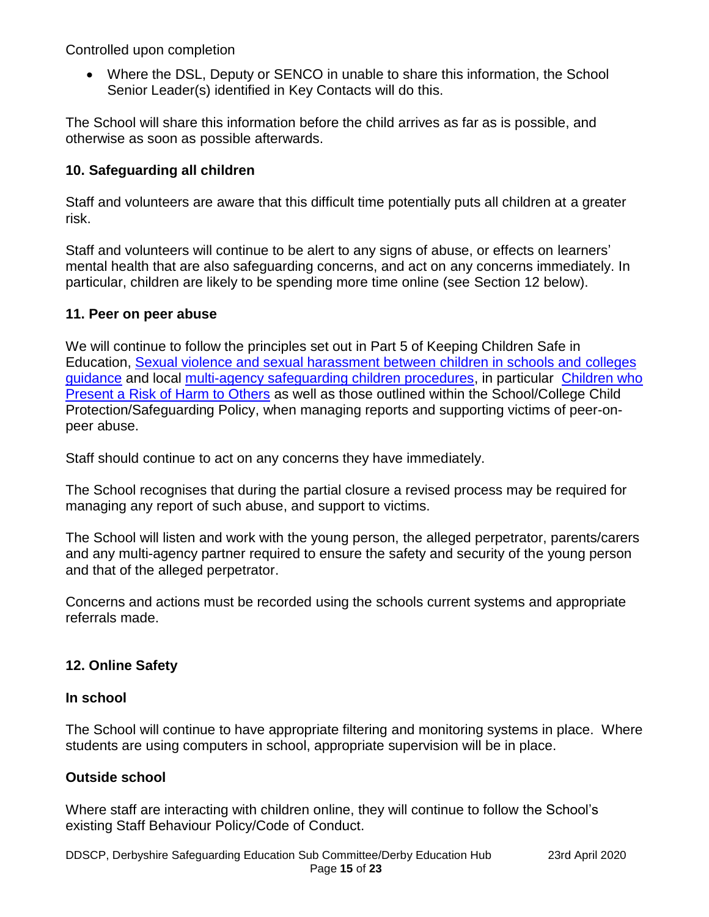Controlled upon completion

- Where the DSL, Deputy or SENCO in unable to share this information, the School Senior Leader(s) identified in Key Contacts will do this.

The School will share this information before the child arrives as far as is possible, and otherwise as soon as possible afterwards.

## 10. Safeguarding all children

Staff and volunteers are aware that this difficult time potentially puts all children at a greater risk.

Staff and volunteers will continue to be alert to any signs of abuse, or effects on learners' mental health that are also safeguarding concerns, and act on any concerns immediately. In particular, children are likely to be spending more time online (see Section 12 below).

## 11. Peer on peer abuse

We will continue to follow the principles set out in Part 5 of Keeping Children Safe in Education, Sexual violence and sexual harassment between children in schools and colleges guidance and local multi-agency safeguarding children procedures, in particular Children who Present a Risk of Harm to Others as well as those outlined within the School/College Child Protection/Safeguarding Policy, when managing reports and supporting victims of peer-on-peer abuse.

Staff should continue to act on any concerns they have immediately.

The School recognises that during the partial closure a revised process may be required for managing any report of such abuse, and support to victims.

The School will listen and work with the young person, the alleged perpetrator, parents/carers and any multi-agency partner required to ensure the safety and security of the young person and that of the alleged perpetrator.

Concerns and actions must be recorded using the schools current systems and appropriate referrals made.

## 12. Online Safety

### In school

The School will continue to have appropriate filtering and monitoring systems in place. Where students are using computers in school, appropriate supervision will be in place.

### Outside school

Where staff are interacting with children online, they will continue to follow the School's existing Staff Behaviour Policy/Code of Conduct.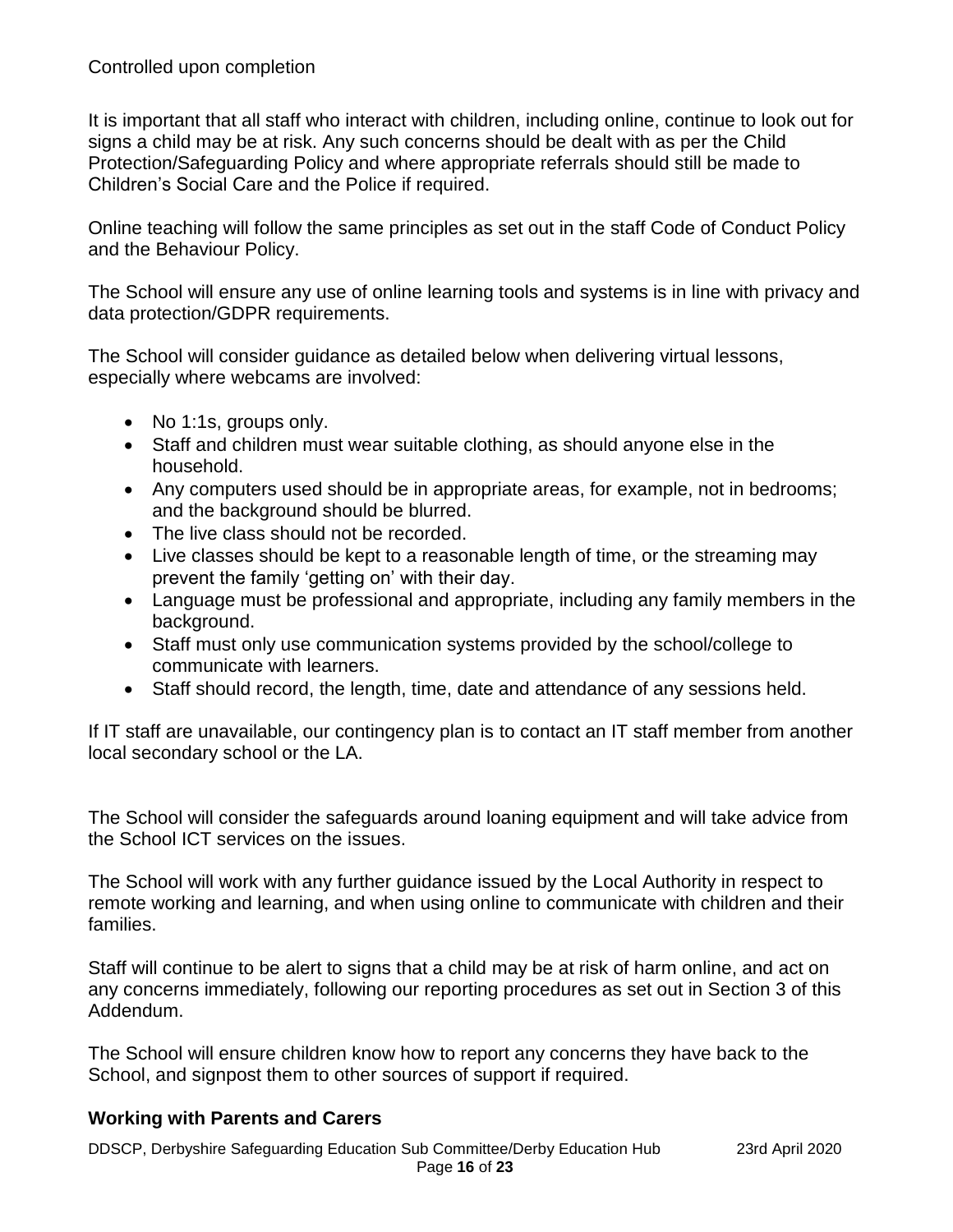It is important that all staff who interact with children, including online, continue to look out for signs a child may be at risk. Any such concerns should be dealt with as per the Child Protection/Safeguarding Policy and where appropriate referrals should still be made to Children's Social Care and the Police if required.

Online teaching will follow the same principles as set out in the staff Code of Conduct Policy and the Behaviour Policy.

The School will ensure any use of online learning tools and systems is in line with privacy and data protection/GDPR requirements.

The School will consider guidance as detailed below when delivering virtual lessons, especially where webcams are involved:

- No 1:1s, groups only.
- Staff and children must wear suitable clothing, as should anyone else in the household.
- Any computers used should be in appropriate areas, for example, not in bedrooms; and the background should be blurred.
- The live class should not be recorded.
- Live classes should be kept to a reasonable length of time, or the streaming may prevent the family 'getting on' with their day.
- Language must be professional and appropriate, including any family members in the background.
- Staff must only use communication systems provided by the school/college to communicate with learners.
- Staff should record, the length, time, date and attendance of any sessions held.

If IT staff are unavailable, our contingency plan is to contact an IT staff member from another local secondary school or the LA.

The School will consider the safeguards around loaning equipment and will take advice from the School ICT services on the issues.

The School will work with any further guidance issued by the Local Authority in respect to remote working and learning, and when using online to communicate with children and their families.

Staff will continue to be alert to signs that a child may be at risk of harm online, and act on any concerns immediately, following our reporting procedures as set out in Section 3 of this Addendum.

The School will ensure children know how to report any concerns they have back to the School, and signpost them to other sources of support if required.

## Working with Parents and Carers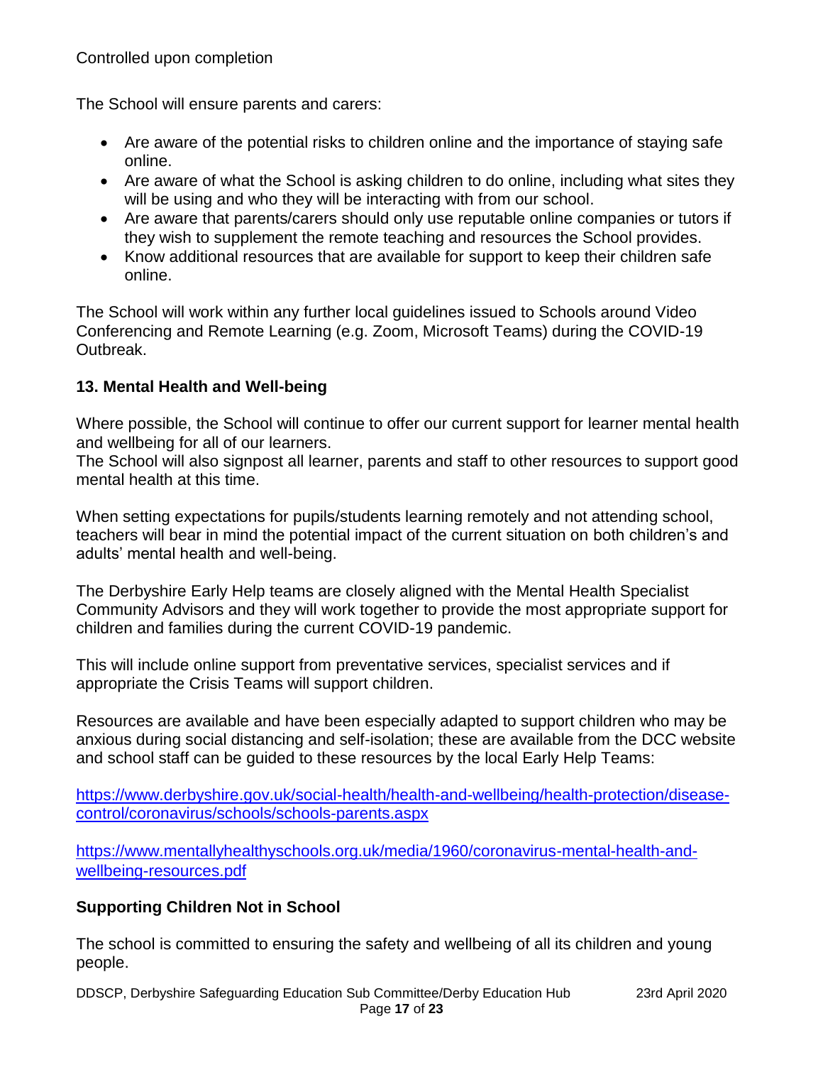The School will ensure parents and carers:

- Are aware of the potential risks to children online and the importance of staying safe online.
- Are aware of what the School is asking children to do online, including what sites they will be using and who they will be interacting with from our school.
- Are aware that parents/carers should only use reputable online companies or tutors if they wish to supplement the remote teaching and resources the School provides.
- Know additional resources that are available for support to keep their children safe online.

The School will work within any further local guidelines issued to Schools around Video Conferencing and Remote Learning (e.g. Zoom, Microsoft Teams) during the COVID-19 Outbreak.

## 13. Mental Health and Well-being

Where possible, the School will continue to offer our current support for learner mental health and wellbeing for all of our learners.
The School will also signpost all learner, parents and staff to other resources to support good mental health at this time.

When setting expectations for pupils/students learning remotely and not attending school, teachers will bear in mind the potential impact of the current situation on both children's and adults' mental health and well-being.

The Derbyshire Early Help teams are closely aligned with the Mental Health Specialist Community Advisors and they will work together to provide the most appropriate support for children and families during the current COVID-19 pandemic.

This will include online support from preventative services, specialist services and if appropriate the Crisis Teams will support children.

Resources are available and have been especially adapted to support children who may be anxious during social distancing and self-isolation; these are available from the DCC website and school staff can be guided to these resources by the local Early Help Teams:

https://www.derbyshire.gov.uk/social-health/health-and-wellbeing/health-protection/disease-control/coronavirus/schools/schools-parents.aspx

https://www.mentallyhealthyschools.org.uk/media/1960/coronavirus-mental-health-and-wellbeing-resources.pdf

## Supporting Children Not in School

The school is committed to ensuring the safety and wellbeing of all its children and young people.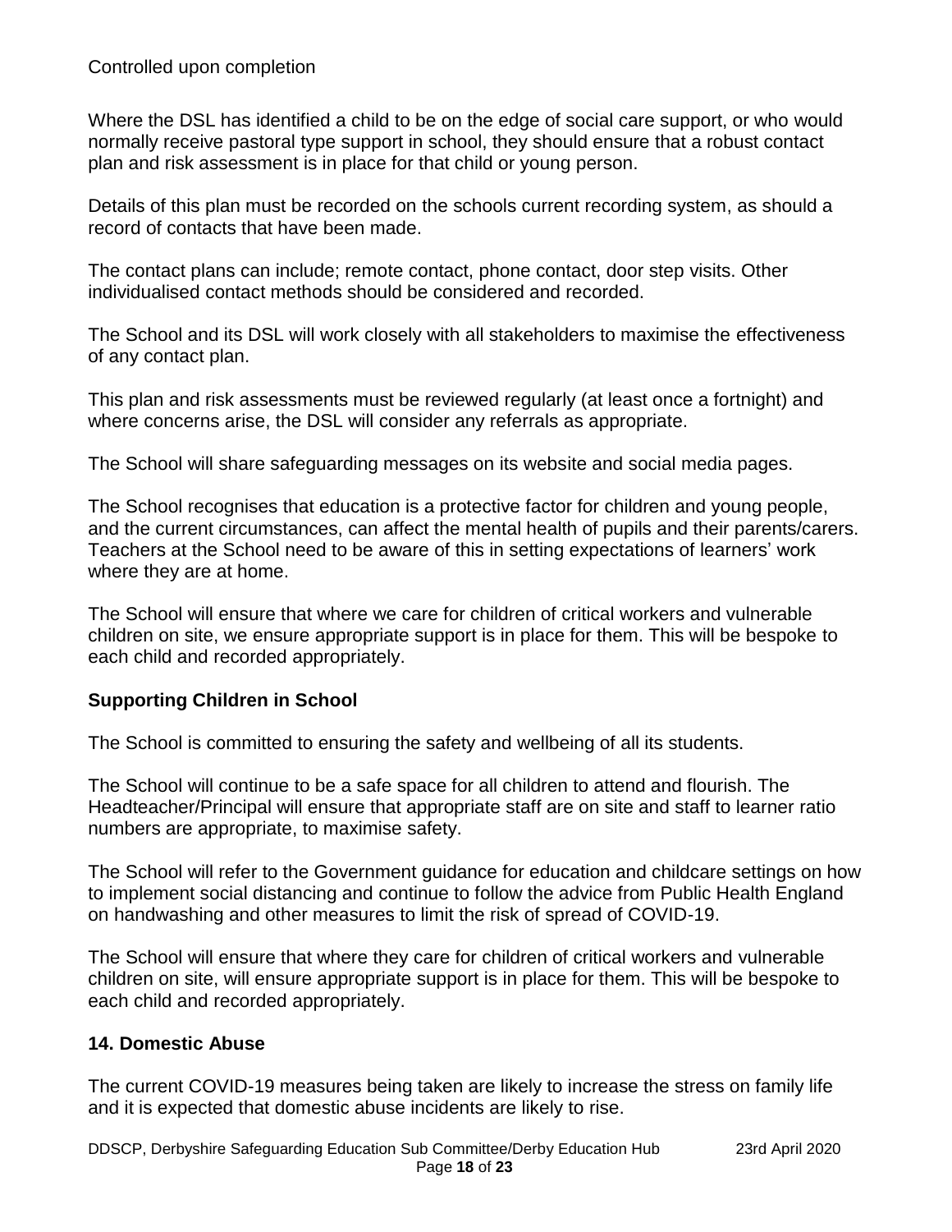Where the DSL has identified a child to be on the edge of social care support, or who would normally receive pastoral type support in school, they should ensure that a robust contact plan and risk assessment is in place for that child or young person.

Details of this plan must be recorded on the schools current recording system, as should a record of contacts that have been made.

The contact plans can include; remote contact, phone contact, door step visits. Other individualised contact methods should be considered and recorded.

The School and its DSL will work closely with all stakeholders to maximise the effectiveness of any contact plan.

This plan and risk assessments must be reviewed regularly (at least once a fortnight) and where concerns arise, the DSL will consider any referrals as appropriate.

The School will share safeguarding messages on its website and social media pages.

The School recognises that education is a protective factor for children and young people, and the current circumstances, can affect the mental health of pupils and their parents/carers. Teachers at the School need to be aware of this in setting expectations of learners' work where they are at home.

The School will ensure that where we care for children of critical workers and vulnerable children on site, we ensure appropriate support is in place for them. This will be bespoke to each child and recorded appropriately.

## Supporting Children in School

The School is committed to ensuring the safety and wellbeing of all its students.

The School will continue to be a safe space for all children to attend and flourish. The Headteacher/Principal will ensure that appropriate staff are on site and staff to learner ratio numbers are appropriate, to maximise safety.

The School will refer to the Government guidance for education and childcare settings on how to implement social distancing and continue to follow the advice from Public Health England on handwashing and other measures to limit the risk of spread of COVID-19.

The School will ensure that where they care for children of critical workers and vulnerable children on site, will ensure appropriate support is in place for them. This will be bespoke to each child and recorded appropriately.

## 14. Domestic Abuse

The current COVID-19 measures being taken are likely to increase the stress on family life and it is expected that domestic abuse incidents are likely to rise.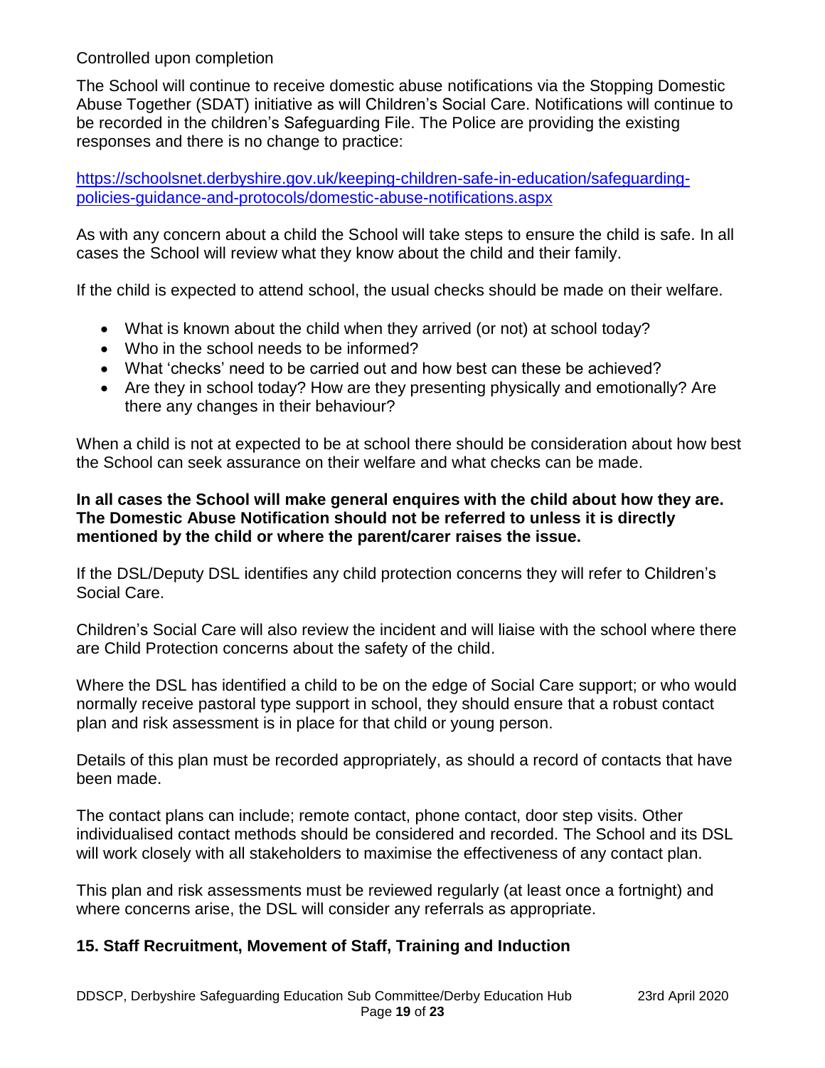Controlled upon completion

The School will continue to receive domestic abuse notifications via the Stopping Domestic Abuse Together (SDAT) initiative as will Children's Social Care. Notifications will continue to be recorded in the children's Safeguarding File. The Police are providing the existing responses and there is no change to practice:

https://schoolsnet.derbyshire.gov.uk/keeping-children-safe-in-education/safeguarding-policies-guidance-and-protocols/domestic-abuse-notifications.aspx

As with any concern about a child the School will take steps to ensure the child is safe. In all cases the School will review what they know about the child and their family.

If the child is expected to attend school, the usual checks should be made on their welfare.

- What is known about the child when they arrived (or not) at school today?
- Who in the school needs to be informed?
- What 'checks' need to be carried out and how best can these be achieved?
- Are they in school today? How are they presenting physically and emotionally? Are there any changes in their behaviour?

When a child is not at expected to be at school there should be consideration about how best the School can seek assurance on their welfare and what checks can be made.

**In all cases the School will make general enquires with the child about how they are. The Domestic Abuse Notification should not be referred to unless it is directly mentioned by the child or where the parent/carer raises the issue.**

If the DSL/Deputy DSL identifies any child protection concerns they will refer to Children's Social Care.

Children's Social Care will also review the incident and will liaise with the school where there are Child Protection concerns about the safety of the child.

Where the DSL has identified a child to be on the edge of Social Care support; or who would normally receive pastoral type support in school, they should ensure that a robust contact plan and risk assessment is in place for that child or young person.

Details of this plan must be recorded appropriately, as should a record of contacts that have been made.

The contact plans can include; remote contact, phone contact, door step visits. Other individualised contact methods should be considered and recorded. The School and its DSL will work closely with all stakeholders to maximise the effectiveness of any contact plan.

This plan and risk assessments must be reviewed regularly (at least once a fortnight) and where concerns arise, the DSL will consider any referrals as appropriate.

## 15. Staff Recruitment, Movement of Staff, Training and Induction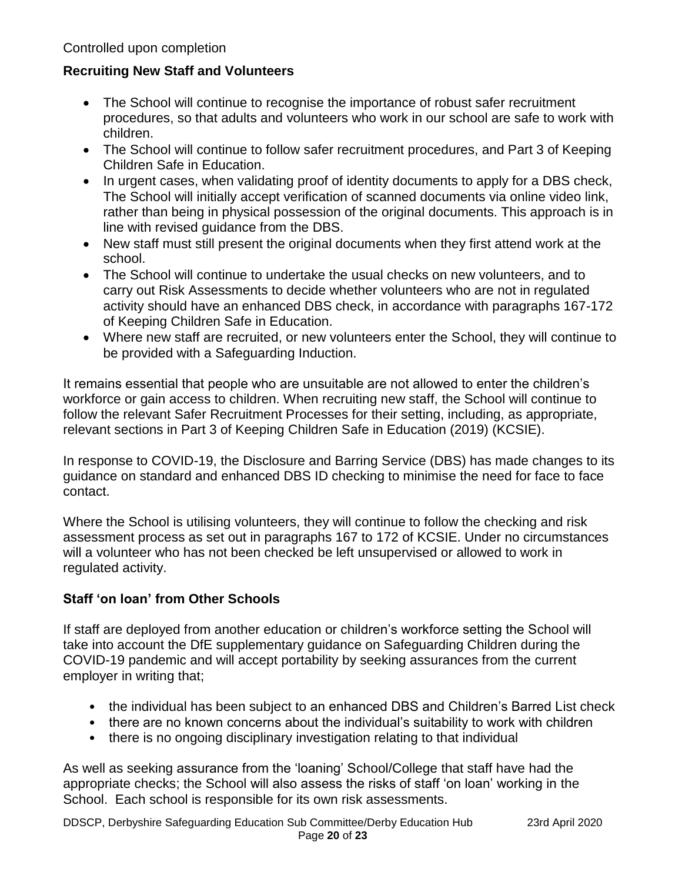Controlled upon completion

## Recruiting New Staff and Volunteers

- The School will continue to recognise the importance of robust safer recruitment procedures, so that adults and volunteers who work in our school are safe to work with children.
- The School will continue to follow safer recruitment procedures, and Part 3 of Keeping Children Safe in Education.
- In urgent cases, when validating proof of identity documents to apply for a DBS check, The School will initially accept verification of scanned documents via online video link, rather than being in physical possession of the original documents. This approach is in line with revised guidance from the DBS.
- New staff must still present the original documents when they first attend work at the school.
- The School will continue to undertake the usual checks on new volunteers, and to carry out Risk Assessments to decide whether volunteers who are not in regulated activity should have an enhanced DBS check, in accordance with paragraphs 167-172 of Keeping Children Safe in Education.
- Where new staff are recruited, or new volunteers enter the School, they will continue to be provided with a Safeguarding Induction.

It remains essential that people who are unsuitable are not allowed to enter the children's workforce or gain access to children. When recruiting new staff, the School will continue to follow the relevant Safer Recruitment Processes for their setting, including, as appropriate, relevant sections in Part 3 of Keeping Children Safe in Education (2019) (KCSIE).

In response to COVID-19, the Disclosure and Barring Service (DBS) has made changes to its guidance on standard and enhanced DBS ID checking to minimise the need for face to face contact.

Where the School is utilising volunteers, they will continue to follow the checking and risk assessment process as set out in paragraphs 167 to 172 of KCSIE. Under no circumstances will a volunteer who has not been checked be left unsupervised or allowed to work in regulated activity.

## Staff 'on loan' from Other Schools

If staff are deployed from another education or children's workforce setting the School will take into account the DfE supplementary guidance on Safeguarding Children during the COVID-19 pandemic and will accept portability by seeking assurances from the current employer in writing that;

- the individual has been subject to an enhanced DBS and Children's Barred List check
- there are no known concerns about the individual's suitability to work with children
- there is no ongoing disciplinary investigation relating to that individual

As well as seeking assurance from the 'loaning' School/College that staff have had the appropriate checks; the School will also assess the risks of staff 'on loan' working in the School. Each school is responsible for its own risk assessments.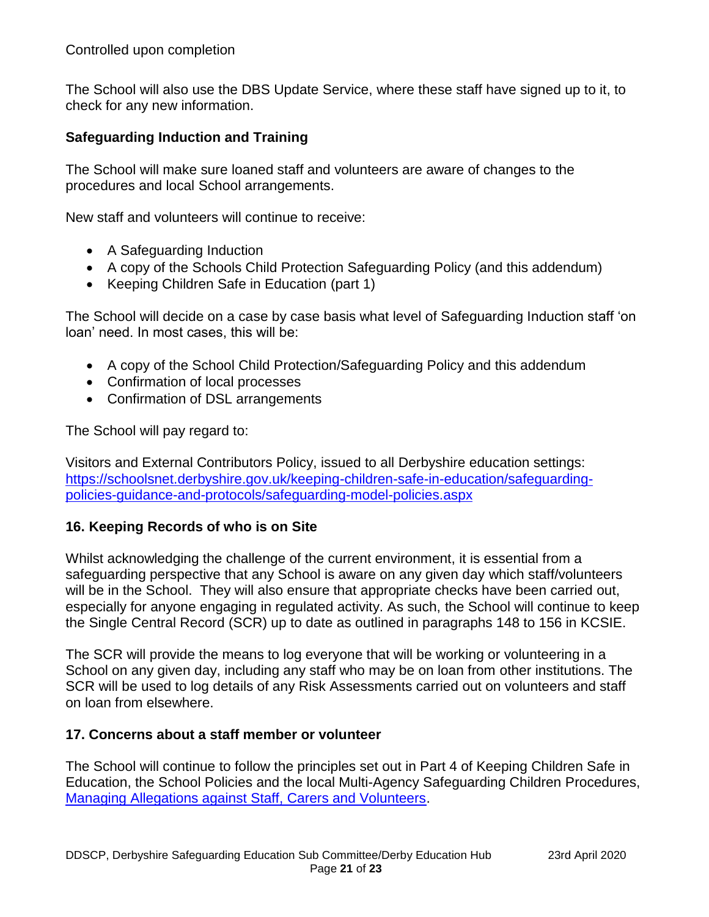Controlled upon completion

The School will also use the DBS Update Service, where these staff have signed up to it, to check for any new information.

### Safeguarding Induction and Training

The School will make sure loaned staff and volunteers are aware of changes to the procedures and local School arrangements.

New staff and volunteers will continue to receive:

- A Safeguarding Induction
- A copy of the Schools Child Protection Safeguarding Policy (and this addendum)
- Keeping Children Safe in Education (part 1)

The School will decide on a case by case basis what level of Safeguarding Induction staff 'on loan' need. In most cases, this will be:

- A copy of the School Child Protection/Safeguarding Policy and this addendum
- Confirmation of local processes
- Confirmation of DSL arrangements

The School will pay regard to:

Visitors and External Contributors Policy, issued to all Derbyshire education settings: [https://schoolsnet.derbyshire.gov.uk/keeping-children-safe-in-education/safeguarding-policies-guidance-and-protocols/safeguarding-model-policies.aspx](https://schoolsnet.derbyshire.gov.uk/keeping-children-safe-in-education/safeguarding-policies-guidance-and-protocols/safeguarding-model-policies.aspx)

## 16. Keeping Records of who is on Site

Whilst acknowledging the challenge of the current environment, it is essential from a safeguarding perspective that any School is aware on any given day which staff/volunteers will be in the School. They will also ensure that appropriate checks have been carried out, especially for anyone engaging in regulated activity. As such, the School will continue to keep the Single Central Record (SCR) up to date as outlined in paragraphs 148 to 156 in KCSIE.

The SCR will provide the means to log everyone that will be working or volunteering in a School on any given day, including any staff who may be on loan from other institutions. The SCR will be used to log details of any Risk Assessments carried out on volunteers and staff on loan from elsewhere.

## 17. Concerns about a staff member or volunteer

The School will continue to follow the principles set out in Part 4 of Keeping Children Safe in Education, the School Policies and the local Multi-Agency Safeguarding Children Procedures, Managing Allegations against Staff, Carers and Volunteers.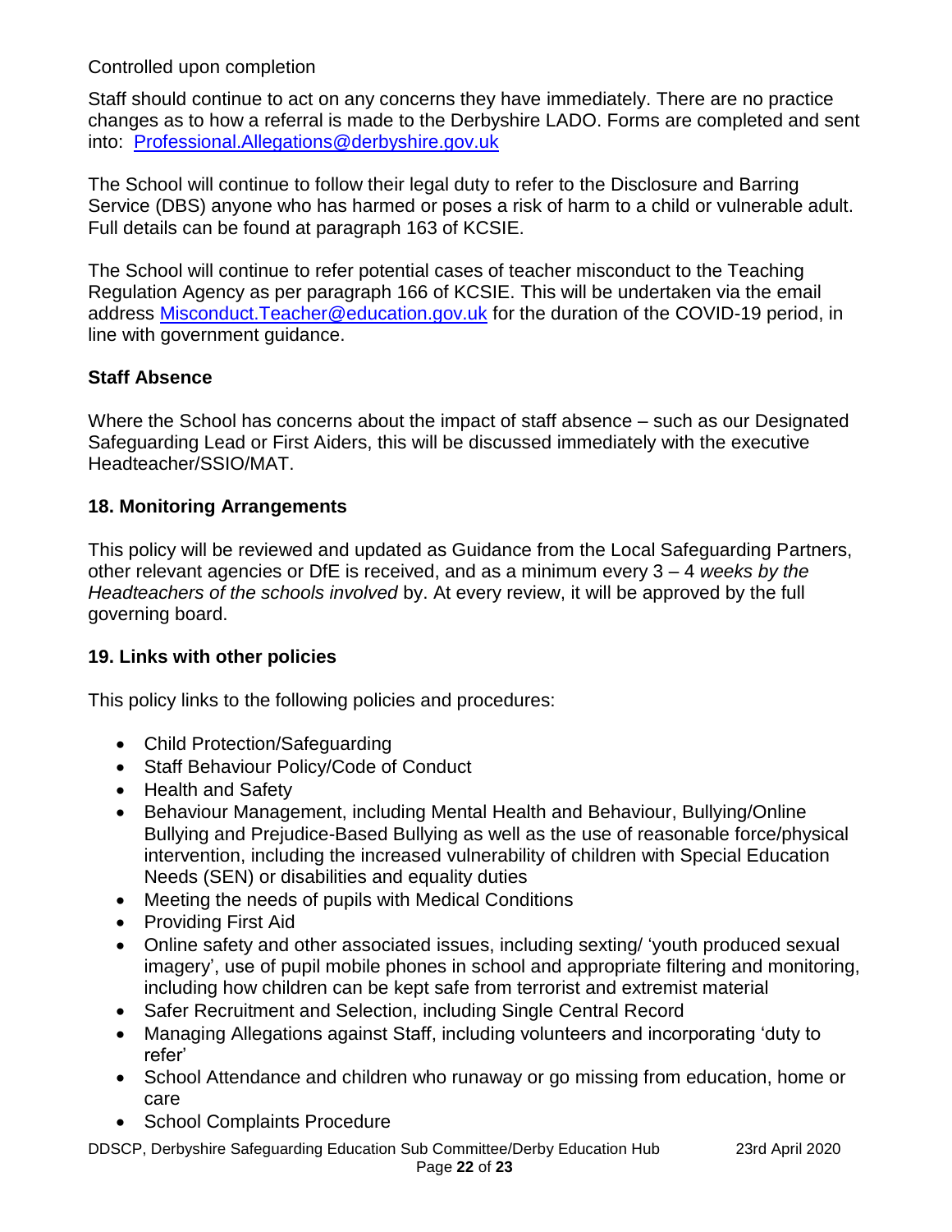Controlled upon completion

Staff should continue to act on any concerns they have immediately. There are no practice changes as to how a referral is made to the Derbyshire LADO. Forms are completed and sent into: [Professional.Allegations@derbyshire.gov.uk](mailto:Professional.Allegations@derbyshire.gov.uk)

The School will continue to follow their legal duty to refer to the Disclosure and Barring Service (DBS) anyone who has harmed or poses a risk of harm to a child or vulnerable adult. Full details can be found at paragraph 163 of KCSIE.

The School will continue to refer potential cases of teacher misconduct to the Teaching Regulation Agency as per paragraph 166 of KCSIE. This will be undertaken via the email address [Misconduct.Teacher@education.gov.uk](mailto:Misconduct.Teacher@education.gov.uk) for the duration of the COVID-19 period, in line with government guidance.

### Staff Absence

Where the School has concerns about the impact of staff absence – such as our Designated Safeguarding Lead or First Aiders, this will be discussed immediately with the executive Headteacher/SSIO/MAT.

### 18. Monitoring Arrangements

This policy will be reviewed and updated as Guidance from the Local Safeguarding Partners, other relevant agencies or DfE is received, and as a minimum every 3 – 4 *weeks by the Headteachers of the schools involved* by. At every review, it will be approved by the full governing board.

### 19. Links with other policies

This policy links to the following policies and procedures:

- Child Protection/Safeguarding
- Staff Behaviour Policy/Code of Conduct
- Health and Safety
- Behaviour Management, including Mental Health and Behaviour, Bullying/Online Bullying and Prejudice-Based Bullying as well as the use of reasonable force/physical intervention, including the increased vulnerability of children with Special Education Needs (SEN) or disabilities and equality duties
- Meeting the needs of pupils with Medical Conditions
- Providing First Aid
- Online safety and other associated issues, including sexting/ 'youth produced sexual imagery', use of pupil mobile phones in school and appropriate filtering and monitoring, including how children can be kept safe from terrorist and extremist material
- Safer Recruitment and Selection, including Single Central Record
- Managing Allegations against Staff, including volunteers and incorporating 'duty to refer'
- School Attendance and children who runaway or go missing from education, home or care
- School Complaints Procedure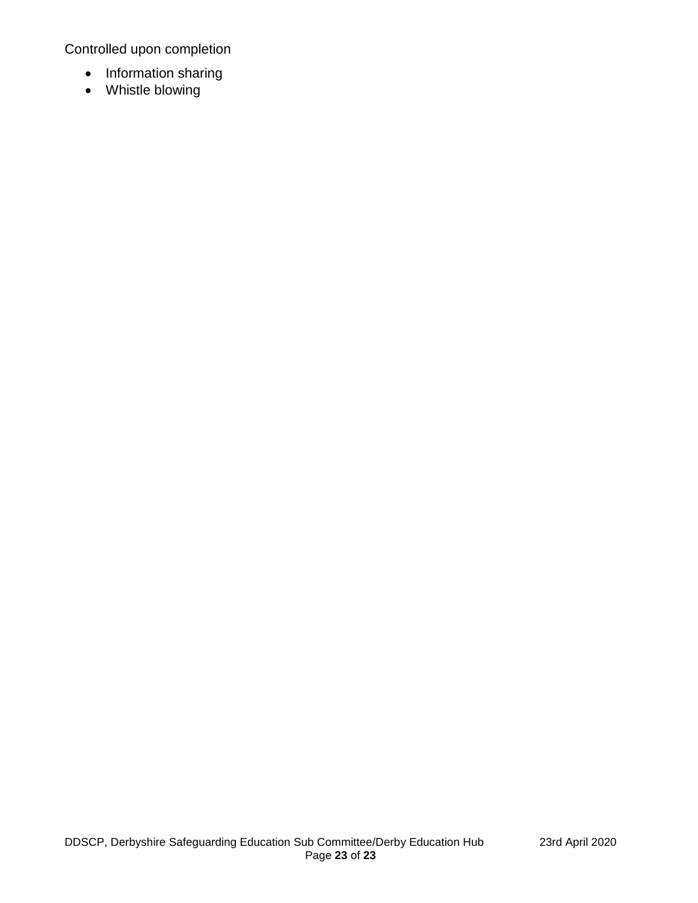Controlled upon completion

- Information sharing
- Whistle blowing